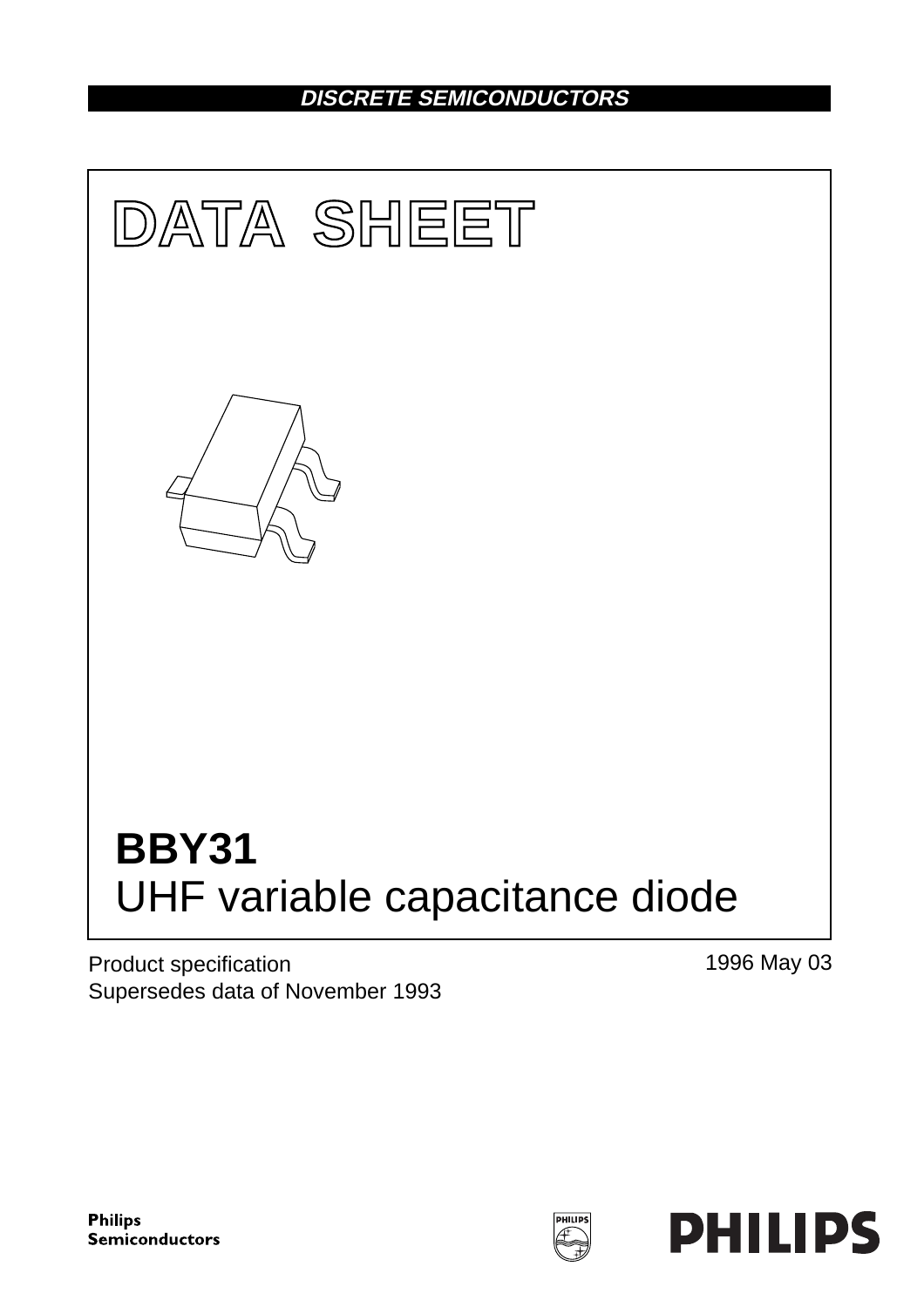DISCRETE SEMICONDUCTORS

# DATA SHEET

# BBY31
## UHF variable capacitance diode

Product specification
Supersedes data of November 1993

1996 May 03

Philips Semiconductors

PHILIPS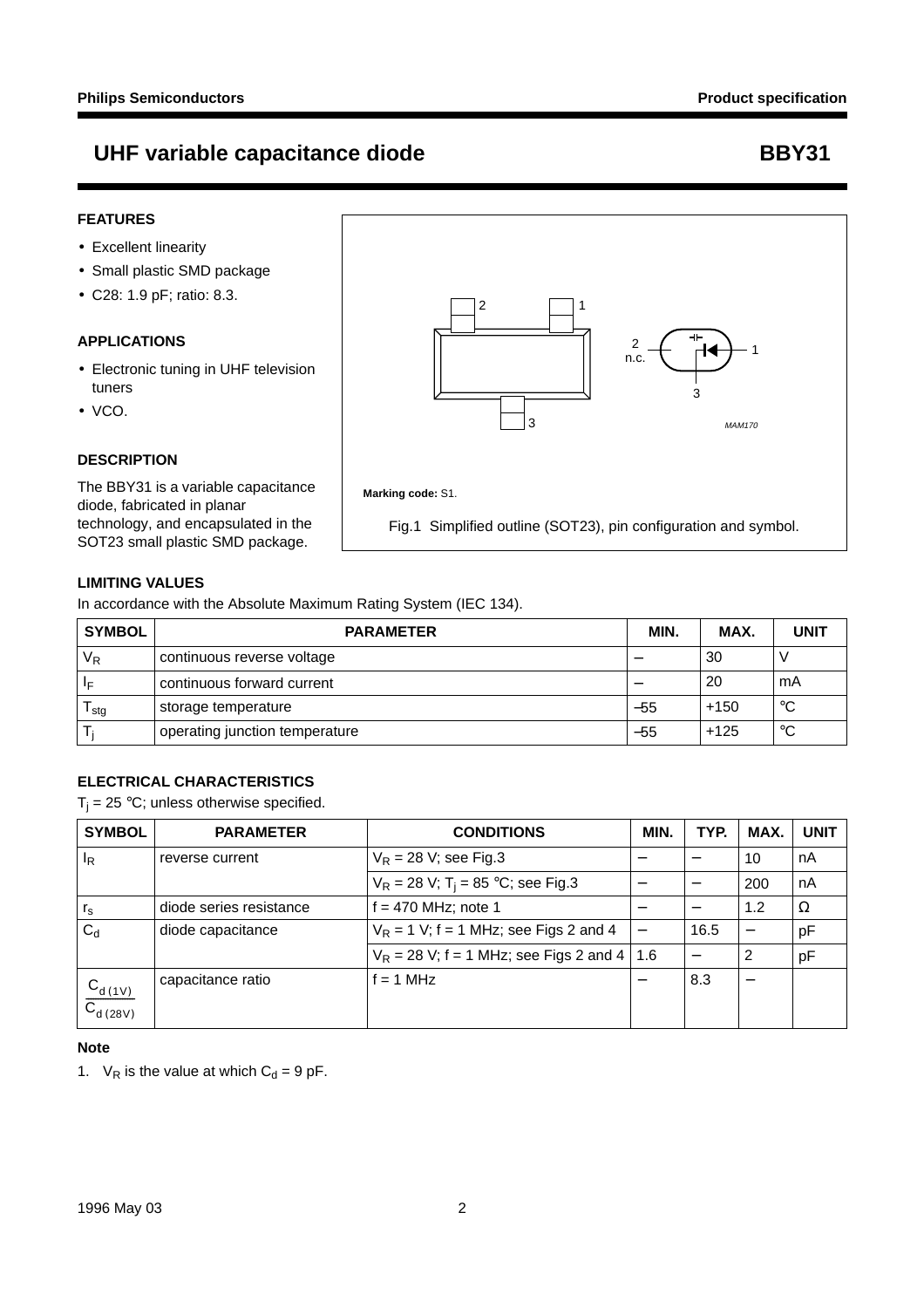# UHF variable capacitance diode — BBY31

## FEATURES

- Excellent linearity
- Small plastic SMD package
- C28: 1.9 pF; ratio: 8.3.

## APPLICATIONS

- Electronic tuning in UHF television tuners
- VCO.

## DESCRIPTION

The BBY31 is a variable capacitance diode, fabricated in planar technology, and encapsulated in the SOT23 small plastic SMD package.

**Marking code:** S1.

Fig.1 Simplified outline (SOT23), pin configuration and symbol.

## LIMITING VALUES

In accordance with the Absolute Maximum Rating System (IEC 134).

| SYMBOL | PARAMETER | MIN. | MAX. | UNIT |
|---|---|---|---|---|
| $V_R$ | continuous reverse voltage | − | 30 | V |
| $I_F$ | continuous forward current | − | 20 | mA |
| $T_{stg}$ | storage temperature | −55 | +150 | °C |
| $T_j$ | operating junction temperature | −55 | +125 | °C |

## ELECTRICAL CHARACTERISTICS

$T_j$ = 25 °C; unless otherwise specified.

| SYMBOL | PARAMETER | CONDITIONS | MIN. | TYP. | MAX. | UNIT |
|---|---|---|---|---|---|---|
| $I_R$ | reverse current | $V_R$ = 28 V; see Fig.3 | − | − | 10 | nA |
| | | $V_R$ = 28 V; $T_j$ = 85 °C; see Fig.3 | − | − | 200 | nA |
| $r_s$ | diode series resistance | f = 470 MHz; note 1 | − | − | 1.2 | Ω |
| $C_d$ | diode capacitance | $V_R$ = 1 V; f = 1 MHz; see Figs 2 and 4 | − | 16.5 | − | pF |
| | | $V_R$ = 28 V; f = 1 MHz; see Figs 2 and 4 | 1.6 | − | 2 | pF |
| $\frac{C_{d\,(1V)}}{C_{d\,(28V)}}$ | capacitance ratio | f = 1 MHz | − | 8.3 | − | |

### Note

1. $V_R$ is the value at which $C_d$ = 9 pF.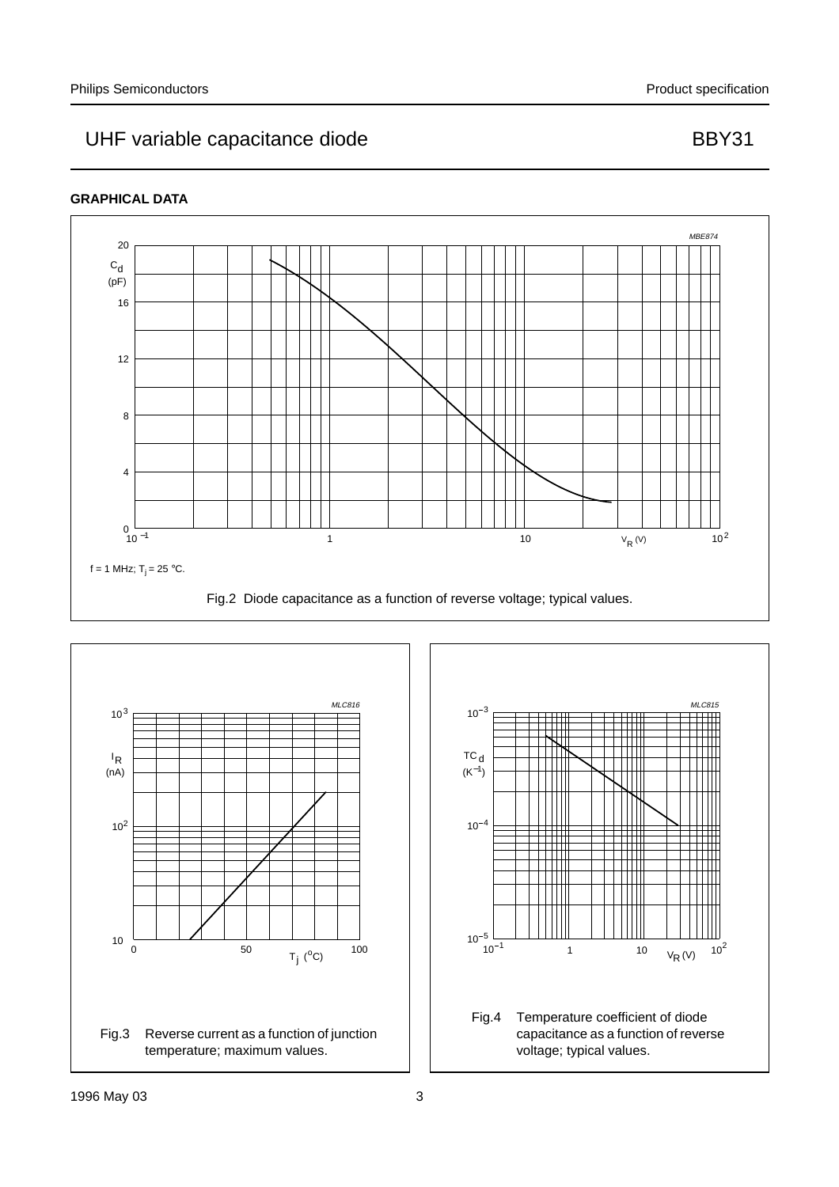## GRAPHICAL DATA

MBE874

$f = 1$ MHz; $T_j = 25$ °C.

Fig.2 Diode capacitance as a function of reverse voltage; typical values.

MLC816

Fig.3 Reverse current as a function of junction temperature; maximum values.

MLC815

Fig.4 Temperature coefficient of diode capacitance as a function of reverse voltage; typical values.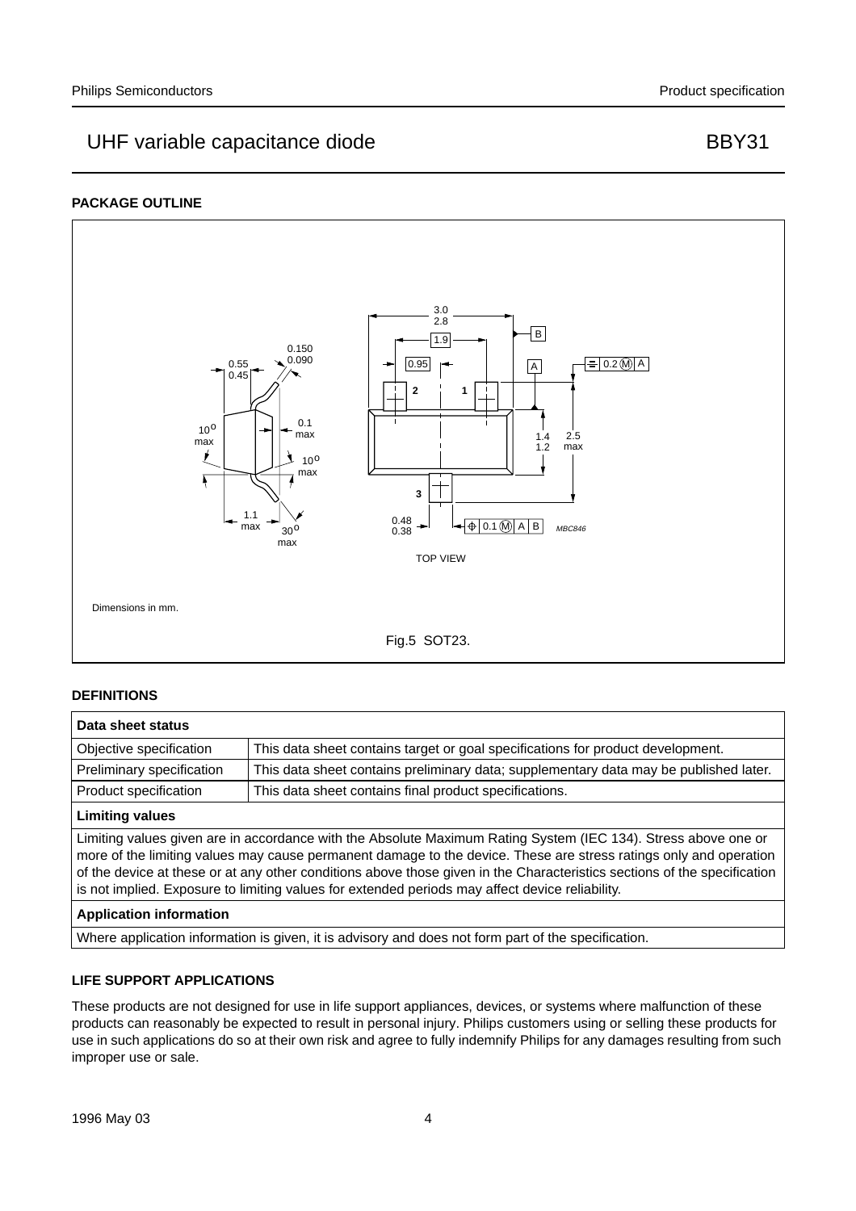## PACKAGE OUTLINE

0.55
0.45

0.150
0.090

10°
max

0.1
max

10°
max

1.1
max

30°
max

3.0
2.8

1.9

0.95

B

A

0.2 M A

2

1

1.4
1.2

2.5
max

3

0.48
0.38

0.1 M A B

MBC846

TOP VIEW

Dimensions in mm.

Fig.5 SOT23.

## DEFINITIONS

| Data sheet status | |
|---|---|
| Objective specification | This data sheet contains target or goal specifications for product development. |
| Preliminary specification | This data sheet contains preliminary data; supplementary data may be published later. |
| Product specification | This data sheet contains final product specifications. |

**Limiting values**

Limiting values given are in accordance with the Absolute Maximum Rating System (IEC 134). Stress above one or more of the limiting values may cause permanent damage to the device. These are stress ratings only and operation of the device at these or at any other conditions above those given in the Characteristics sections of the specification is not implied. Exposure to limiting values for extended periods may affect device reliability.

**Application information**

Where application information is given, it is advisory and does not form part of the specification.

## LIFE SUPPORT APPLICATIONS

These products are not designed for use in life support appliances, devices, or systems where malfunction of these products can reasonably be expected to result in personal injury. Philips customers using or selling these products for use in such applications do so at their own risk and agree to fully indemnify Philips for any damages resulting from such improper use or sale.